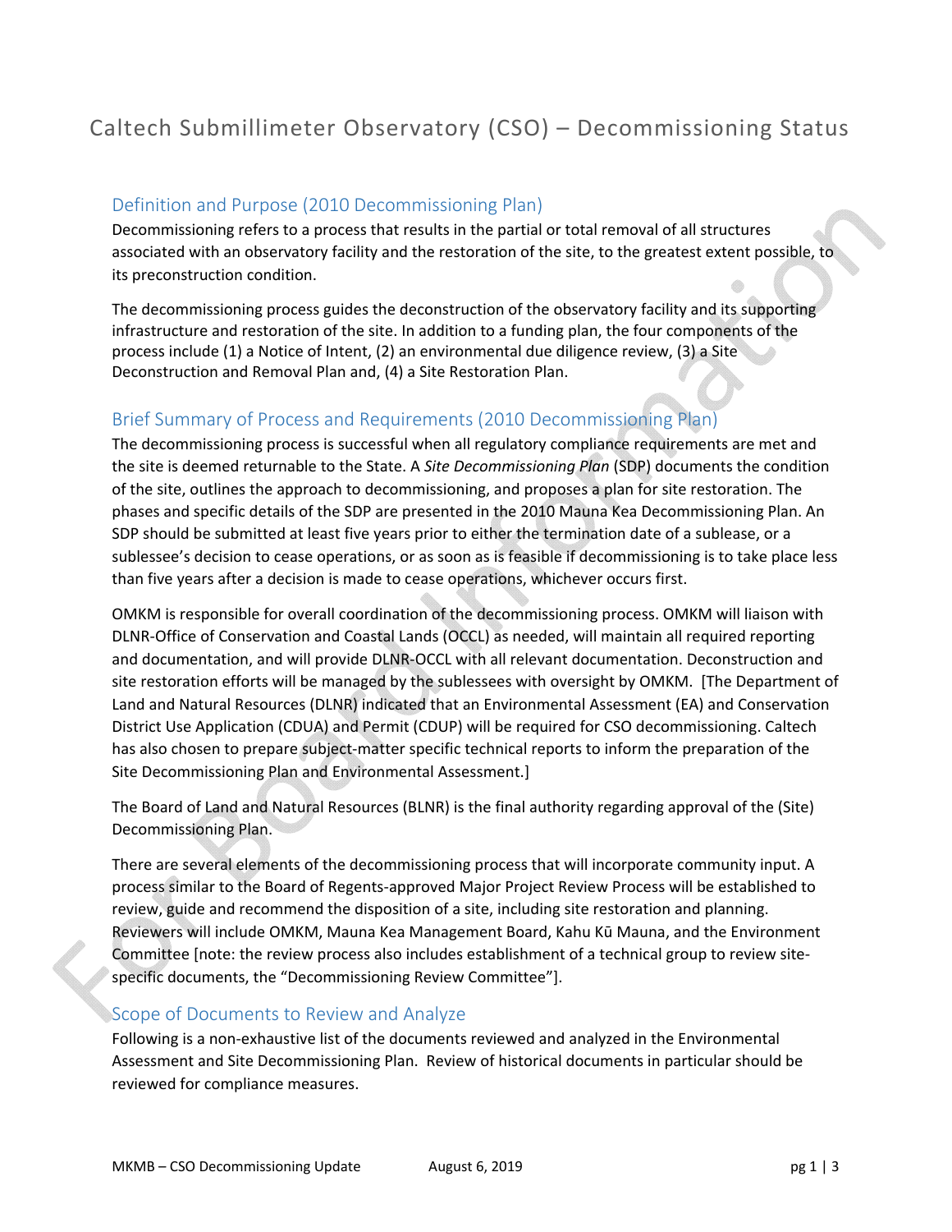# Caltech Submillimeter Observatory (CSO) – Decommissioning Status

## Definition and Purpose (2010 Decommissioning Plan)

Decommissioning refers to a process that results in the partial or total removal of all structures associated with an observatory facility and the restoration of the site, to the greatest extent possible, to its preconstruction condition.

The decommissioning process guides the deconstruction of the observatory facility and its supporting infrastructure and restoration of the site. In addition to a funding plan, the four components of the process include (1) a Notice of Intent, (2) an environmental due diligence review, (3) a Site Deconstruction and Removal Plan and, (4) a Site Restoration Plan.

## Brief Summary of Process and Requirements (2010 Decommissioning Plan)

The decommissioning process is successful when all regulatory compliance requirements are met and the site is deemed returnable to the State. A *Site Decommissioning Plan* (SDP) documents the condition of the site, outlines the approach to decommissioning, and proposes a plan for site restoration. The phases and specific details of the SDP are presented in the 2010 Mauna Kea Decommissioning Plan. An SDP should be submitted at least five years prior to either the termination date of a sublease, or a sublessee's decision to cease operations, or as soon as is feasible if decommissioning is to take place less than five years after a decision is made to cease operations, whichever occurs first.

OMKM is responsible for overall coordination of the decommissioning process. OMKM will liaison with DLNR-Office of Conservation and Coastal Lands (OCCL) as needed, will maintain all required reporting and documentation, and will provide DLNR-OCCL with all relevant documentation. Deconstruction and site restoration efforts will be managed by the sublessees with oversight by OMKM. [The Department of Land and Natural Resources (DLNR) indicated that an Environmental Assessment (EA) and Conservation District Use Application (CDUA) and Permit (CDUP) will be required for CSO decommissioning. Caltech has also chosen to prepare subject-matter specific technical reports to inform the preparation of the Site Decommissioning Plan and Environmental Assessment.]

The Board of Land and Natural Resources (BLNR) is the final authority regarding approval of the (Site) Decommissioning Plan.

There are several elements of the decommissioning process that will incorporate community input. A process similar to the Board of Regents-approved Major Project Review Process will be established to review, guide and recommend the disposition of a site, including site restoration and planning. Reviewers will include OMKM, Mauna Kea Management Board, Kahu Kū Mauna, and the Environment Committee [note: the review process also includes establishment of a technical group to review site-specific documents, the "Decommissioning Review Committee"].

## Scope of Documents to Review and Analyze

Following is a non-exhaustive list of the documents reviewed and analyzed in the Environmental Assessment and Site Decommissioning Plan. Review of historical documents in particular should be reviewed for compliance measures.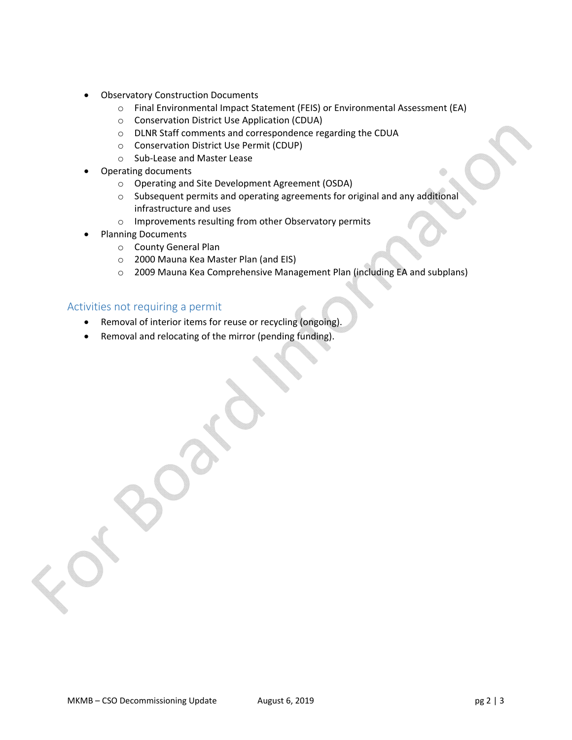- Observatory Construction Documents
  - Final Environmental Impact Statement (FEIS) or Environmental Assessment (EA)
  - Conservation District Use Application (CDUA)
  - DLNR Staff comments and correspondence regarding the CDUA
  - Conservation District Use Permit (CDUP)
  - Sub-Lease and Master Lease
- Operating documents
  - Operating and Site Development Agreement (OSDA)
  - Subsequent permits and operating agreements for original and any additional infrastructure and uses
  - Improvements resulting from other Observatory permits
- Planning Documents
  - County General Plan
  - 2000 Mauna Kea Master Plan (and EIS)
  - 2009 Mauna Kea Comprehensive Management Plan (including EA and subplans)

## Activities not requiring a permit

- Removal of interior items for reuse or recycling (ongoing).
- Removal and relocating of the mirror (pending funding).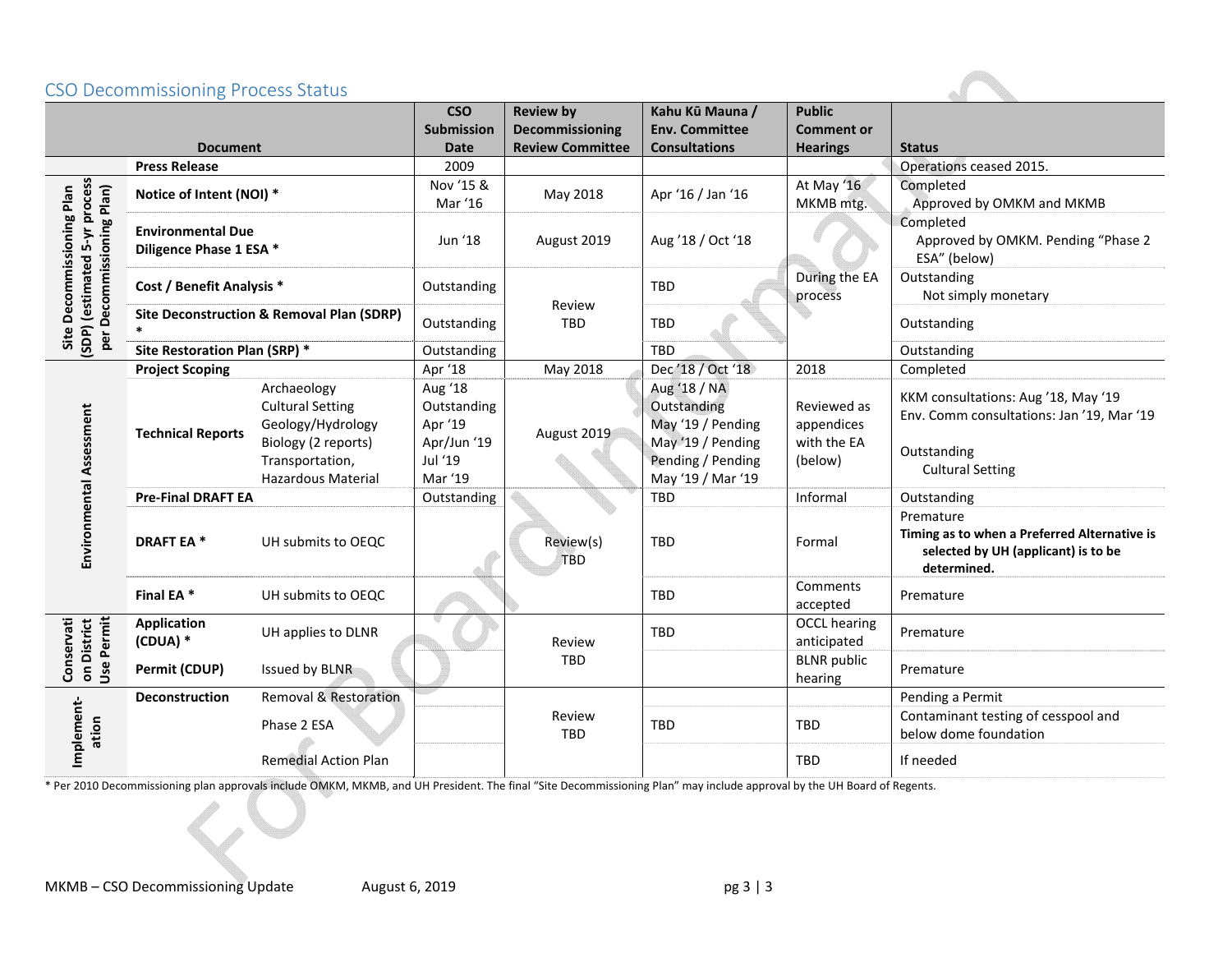## CSO Decommissioning Process Status

| | Document | | CSO Submission Date | Review by Decommissioning Review Committee | Kahu Kū Mauna / Env. Committee Consultations | Public Comment or Hearings | Status |
|---|---|---|---|---|---|---|---|
| | **Press Release** | | 2009 | | | | Operations ceased 2015. |
| **Site Decommissioning Plan (SDP) (estimated 5-yr process per Decommissioning Plan)** | **Notice of Intent (NOI) *** | | Nov '15 & Mar '16 | May 2018 | Apr '16 / Jan '16 | At May '16 MKMB mtg. | Completed<br>Approved by OMKM and MKMB |
| | **Environmental Due Diligence Phase 1 ESA *** | | Jun '18 | August 2019 | Aug '18 / Oct '18 | | Completed<br>Approved by OMKM. Pending "Phase 2 ESA" (below) |
| | **Cost / Benefit Analysis *** | | Outstanding | Review TBD | TBD | During the EA process | Outstanding<br>Not simply monetary |
| | **Site Deconstruction & Removal Plan (SDRP) *** | | Outstanding | | TBD | | Outstanding |
| | **Site Restoration Plan (SRP) *** | | Outstanding | | TBD | | Outstanding |
| **Environmental Assessment** | **Project Scoping** | | Apr '18 | May 2018 | Dec '18 / Oct '18 | 2018 | Completed |
| | **Technical Reports** | Archaeology<br>Cultural Setting<br>Geology/Hydrology<br>Biology (2 reports)<br>Transportation,<br>Hazardous Material | Aug '18<br>Outstanding<br>Apr '19<br>Apr/Jun '19<br>Jul '19<br>Mar '19 | August 2019 | Aug '18 / NA<br>Outstanding<br>May '19 / Pending<br>May '19 / Pending<br>Pending / Pending<br>May '19 / Mar '19 | Reviewed as appendices with the EA (below) | KKM consultations: Aug '18, May '19<br>Env. Comm consultations: Jan '19, Mar '19<br><br>Outstanding<br>Cultural Setting |
| | **Pre-Final DRAFT EA** | | Outstanding | | TBD | Informal | Outstanding |
| | **DRAFT EA *** | UH submits to OEQC | | Review(s) TBD | TBD | Formal | Premature<br>**Timing as to when a Preferred Alternative is selected by UH (applicant) is to be determined.** |
| | **Final EA *** | UH submits to OEQC | | | TBD | Comments accepted | Premature |
| **Conservation District Use Permit** | **Application (CDUA) *** | UH applies to DLNR | | Review TBD | TBD | OCCL hearing anticipated | Premature |
| | **Permit (CDUP)** | Issued by BLNR | | | | BLNR public hearing | Premature |
| **Implementation** | **Deconstruction** | Removal & Restoration | | Review TBD | | | Pending a Permit |
| | | Phase 2 ESA | | | TBD | TBD | Contaminant testing of cesspool and below dome foundation |
| | | Remedial Action Plan | | | | TBD | If needed |

* Per 2010 Decommissioning plan approvals include OMKM, MKMB, and UH President. The final "Site Decommissioning Plan" may include approval by the UH Board of Regents.